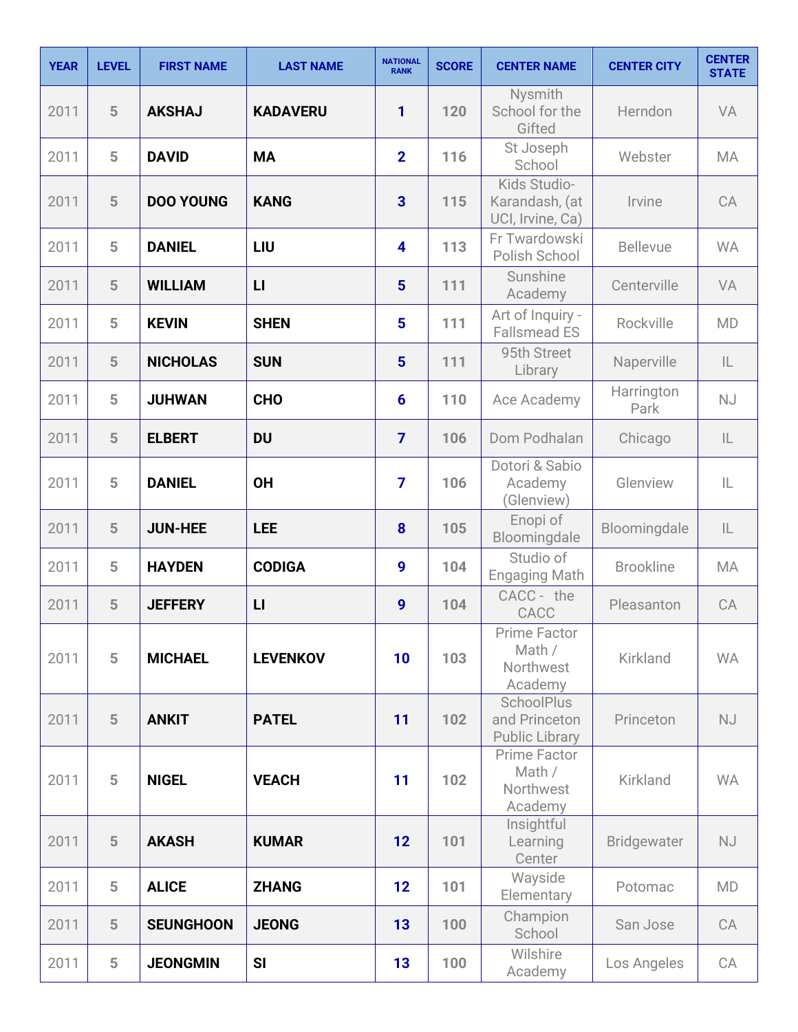| YEAR | LEVEL | FIRST NAME | LAST NAME | NATIONAL RANK | SCORE | CENTER NAME | CENTER CITY | CENTER STATE |
|---|---|---|---|---|---|---|---|---|
| 2011 | 5 | **AKSHAJ** | **KADAVERU** | 1 | 120 | Nysmith School for the Gifted | Herndon | VA |
| 2011 | 5 | **DAVID** | **MA** | 2 | 116 | St Joseph School | Webster | MA |
| 2011 | 5 | **DOO YOUNG** | **KANG** | 3 | 115 | Kids Studio-Karandash, (at UCI, Irvine, Ca) | Irvine | CA |
| 2011 | 5 | **DANIEL** | **LIU** | 4 | 113 | Fr Twardowski Polish School | Bellevue | WA |
| 2011 | 5 | **WILLIAM** | **LI** | 5 | 111 | Sunshine Academy | Centerville | VA |
| 2011 | 5 | **KEVIN** | **SHEN** | 5 | 111 | Art of Inquiry - Fallsmead ES | Rockville | MD |
| 2011 | 5 | **NICHOLAS** | **SUN** | 5 | 111 | 95th Street Library | Naperville | IL |
| 2011 | 5 | **JUHWAN** | **CHO** | 6 | 110 | Ace Academy | Harrington Park | NJ |
| 2011 | 5 | **ELBERT** | **DU** | 7 | 106 | Dom Podhalan | Chicago | IL |
| 2011 | 5 | **DANIEL** | **OH** | 7 | 106 | Dotori & Sabio Academy (Glenview) | Glenview | IL |
| 2011 | 5 | **JUN-HEE** | **LEE** | 8 | 105 | Enopi of Bloomingdale | Bloomingdale | IL |
| 2011 | 5 | **HAYDEN** | **CODIGA** | 9 | 104 | Studio of Engaging Math | Brookline | MA |
| 2011 | 5 | **JEFFERY** | **LI** | 9 | 104 | CACC - the CACC | Pleasanton | CA |
| 2011 | 5 | **MICHAEL** | **LEVENKOV** | 10 | 103 | Prime Factor Math / Northwest Academy | Kirkland | WA |
| 2011 | 5 | **ANKIT** | **PATEL** | 11 | 102 | SchoolPlus and Princeton Public Library | Princeton | NJ |
| 2011 | 5 | **NIGEL** | **VEACH** | 11 | 102 | Prime Factor Math / Northwest Academy | Kirkland | WA |
| 2011 | 5 | **AKASH** | **KUMAR** | 12 | 101 | Insightful Learning Center | Bridgewater | NJ |
| 2011 | 5 | **ALICE** | **ZHANG** | 12 | 101 | Wayside Elementary | Potomac | MD |
| 2011 | 5 | **SEUNGHOON** | **JEONG** | 13 | 100 | Champion School | San Jose | CA |
| 2011 | 5 | **JEONGMIN** | **SI** | 13 | 100 | Wilshire Academy | Los Angeles | CA |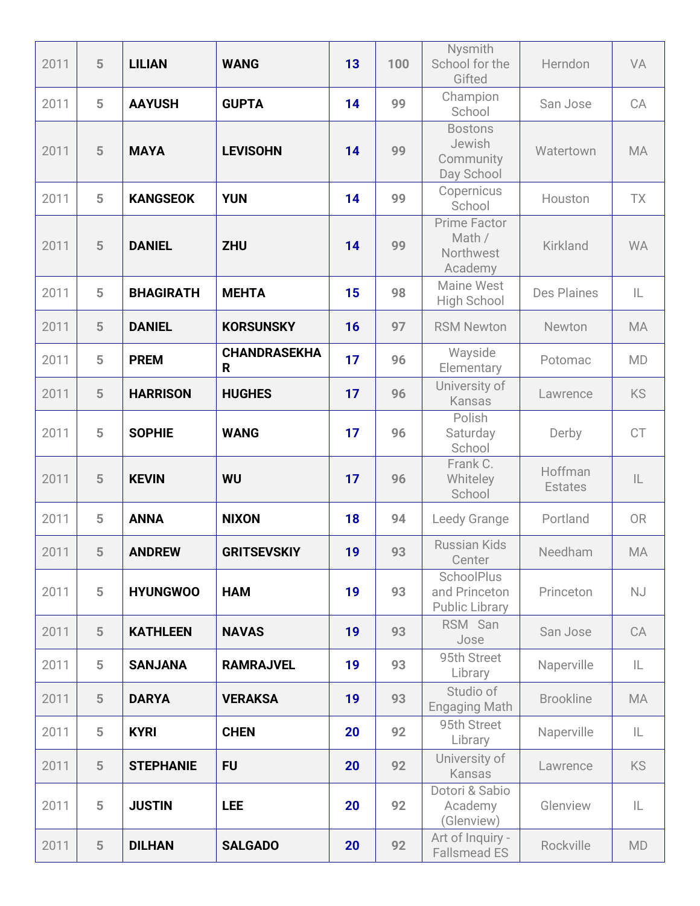| | | | | | | | | |
|---|---|---|---|---|---|---|---|---|
| 2011 | 5 | **LILIAN** | **WANG** | **13** | **100** | Nysmith School for the Gifted | Herndon | VA |
| 2011 | 5 | **AAYUSH** | **GUPTA** | **14** | **99** | Champion School | San Jose | CA |
| 2011 | 5 | **MAYA** | **LEVISOHN** | **14** | **99** | Bostons Jewish Community Day School | Watertown | MA |
| 2011 | 5 | **KANGSEOK** | **YUN** | **14** | **99** | Copernicus School | Houston | TX |
| 2011 | 5 | **DANIEL** | **ZHU** | **14** | **99** | Prime Factor Math / Northwest Academy | Kirkland | WA |
| 2011 | 5 | **BHAGIRATH** | **MEHTA** | **15** | **98** | Maine West High School | Des Plaines | IL |
| 2011 | 5 | **DANIEL** | **KORSUNSKY** | **16** | **97** | RSM Newton | Newton | MA |
| 2011 | 5 | **PREM** | **CHANDRASEKHAR** | **17** | **96** | Wayside Elementary | Potomac | MD |
| 2011 | 5 | **HARRISON** | **HUGHES** | **17** | **96** | University of Kansas | Lawrence | KS |
| 2011 | 5 | **SOPHIE** | **WANG** | **17** | **96** | Polish Saturday School | Derby | CT |
| 2011 | 5 | **KEVIN** | **WU** | **17** | **96** | Frank C. Whiteley School | Hoffman Estates | IL |
| 2011 | 5 | **ANNA** | **NIXON** | **18** | **94** | Leedy Grange | Portland | OR |
| 2011 | 5 | **ANDREW** | **GRITSEVSKIY** | **19** | **93** | Russian Kids Center | Needham | MA |
| 2011 | 5 | **HYUNGWOO** | **HAM** | **19** | **93** | SchoolPlus and Princeton Public Library | Princeton | NJ |
| 2011 | 5 | **KATHLEEN** | **NAVAS** | **19** | **93** | RSM San Jose | San Jose | CA |
| 2011 | 5 | **SANJANA** | **RAMRAJVEL** | **19** | **93** | 95th Street Library | Naperville | IL |
| 2011 | 5 | **DARYA** | **VERAKSA** | **19** | **93** | Studio of Engaging Math | Brookline | MA |
| 2011 | 5 | **KYRI** | **CHEN** | **20** | **92** | 95th Street Library | Naperville | IL |
| 2011 | 5 | **STEPHANIE** | **FU** | **20** | **92** | University of Kansas | Lawrence | KS |
| 2011 | 5 | **JUSTIN** | **LEE** | **20** | **92** | Dotori & Sabio Academy (Glenview) | Glenview | IL |
| 2011 | 5 | **DILHAN** | **SALGADO** | **20** | **92** | Art of Inquiry - Fallsmead ES | Rockville | MD |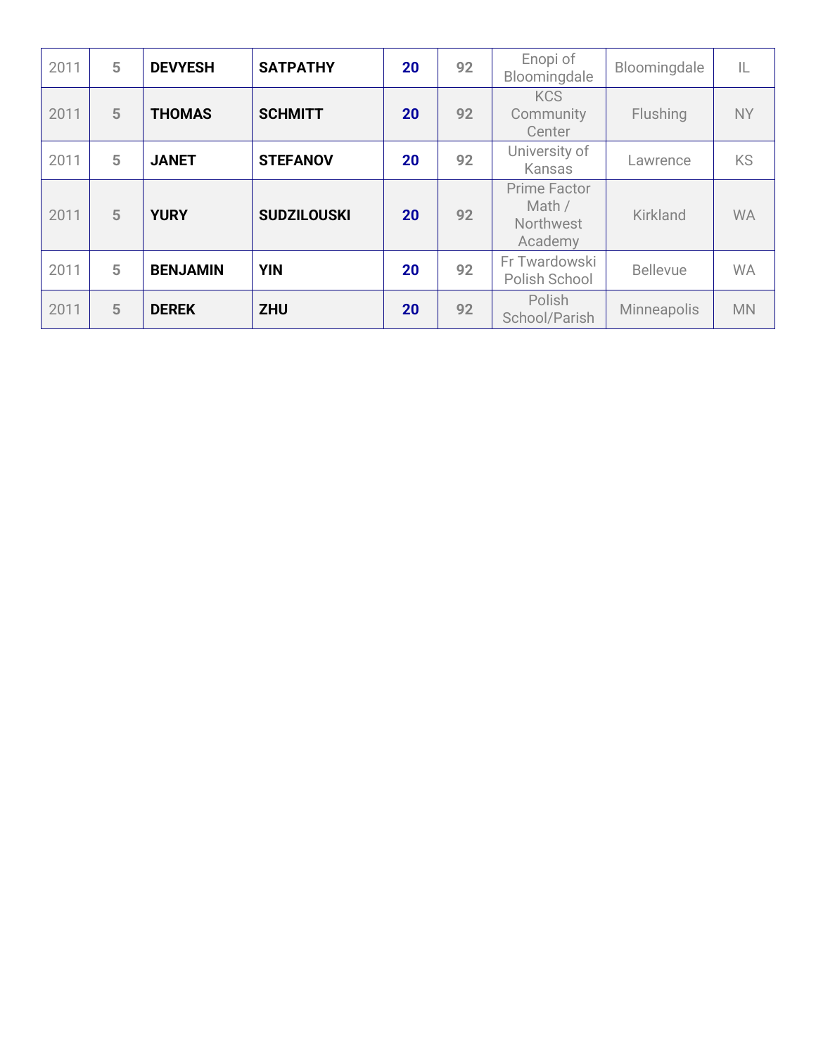| | | | | | | | | |
|---|---|---|---|---|---|---|---|---|
| 2011 | 5 | **DEVYESH** | **SATPATHY** | **20** | **92** | Enopi of Bloomingdale | Bloomingdale | IL |
| 2011 | 5 | **THOMAS** | **SCHMITT** | **20** | **92** | KCS Community Center | Flushing | NY |
| 2011 | 5 | **JANET** | **STEFANOV** | **20** | **92** | University of Kansas | Lawrence | KS |
| 2011 | 5 | **YURY** | **SUDZILOUSKI** | **20** | **92** | Prime Factor Math / Northwest Academy | Kirkland | WA |
| 2011 | 5 | **BENJAMIN** | **YIN** | **20** | **92** | Fr Twardowski Polish School | Bellevue | WA |
| 2011 | 5 | **DEREK** | **ZHU** | **20** | **92** | Polish School/Parish | Minneapolis | MN |